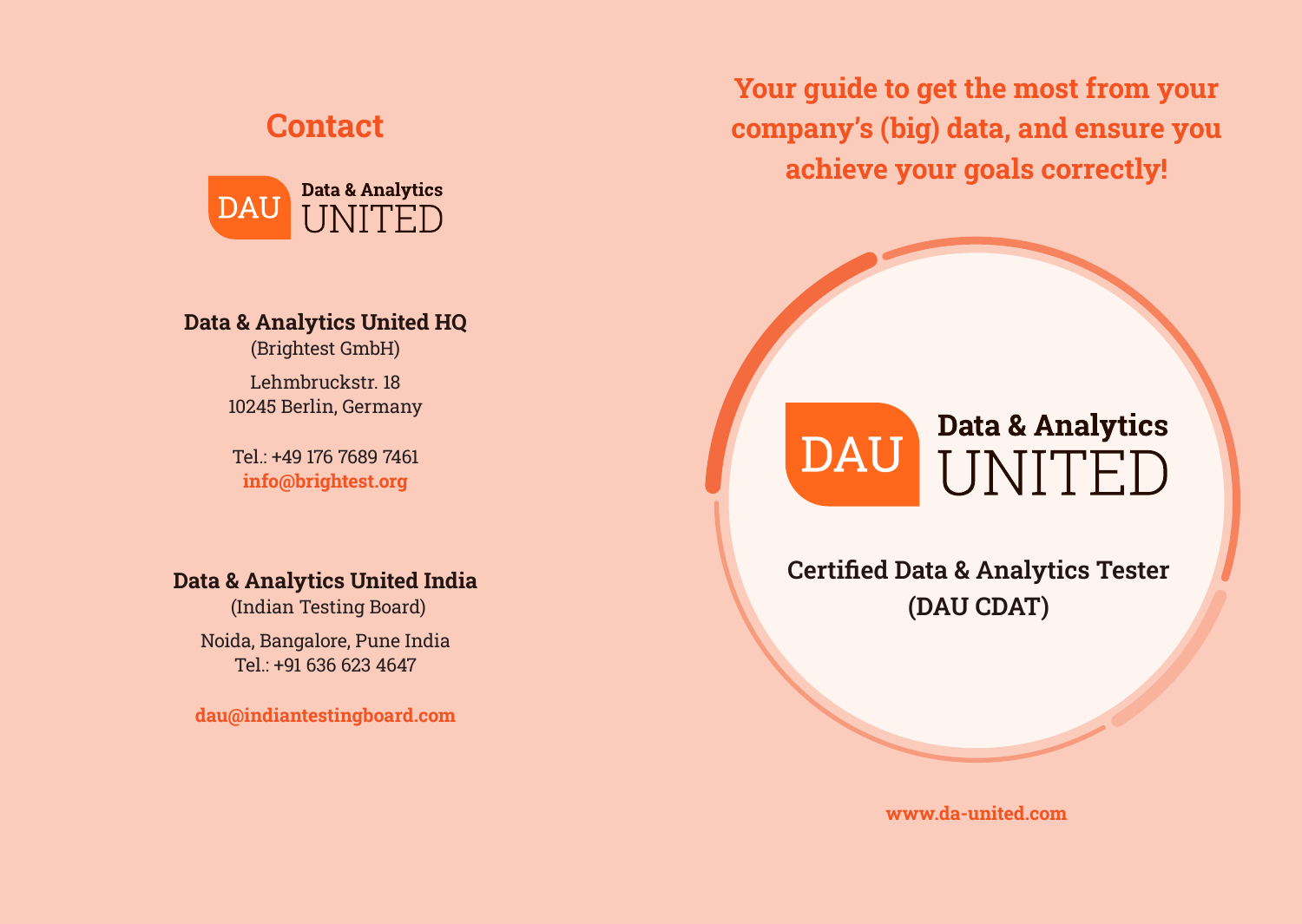## Contact

DAU Data & Analytics UNITED

**Data & Analytics United HQ**
(Brightest GmbH)

Lehmbruckstr. 18
10245 Berlin, Germany

Tel.: +49 176 7689 7461
**info@brightest.org**

**Data & Analytics United India**
(Indian Testing Board)

Noida, Bangalore, Pune India
Tel.: +91 636 623 4647

**dau@indiantestingboard.com**

## Your guide to get the most from your company's (big) data, and ensure you achieve your goals correctly!

DAU Data & Analytics UNITED

**Certified Data & Analytics Tester (DAU CDAT)**

**www.da-united.com**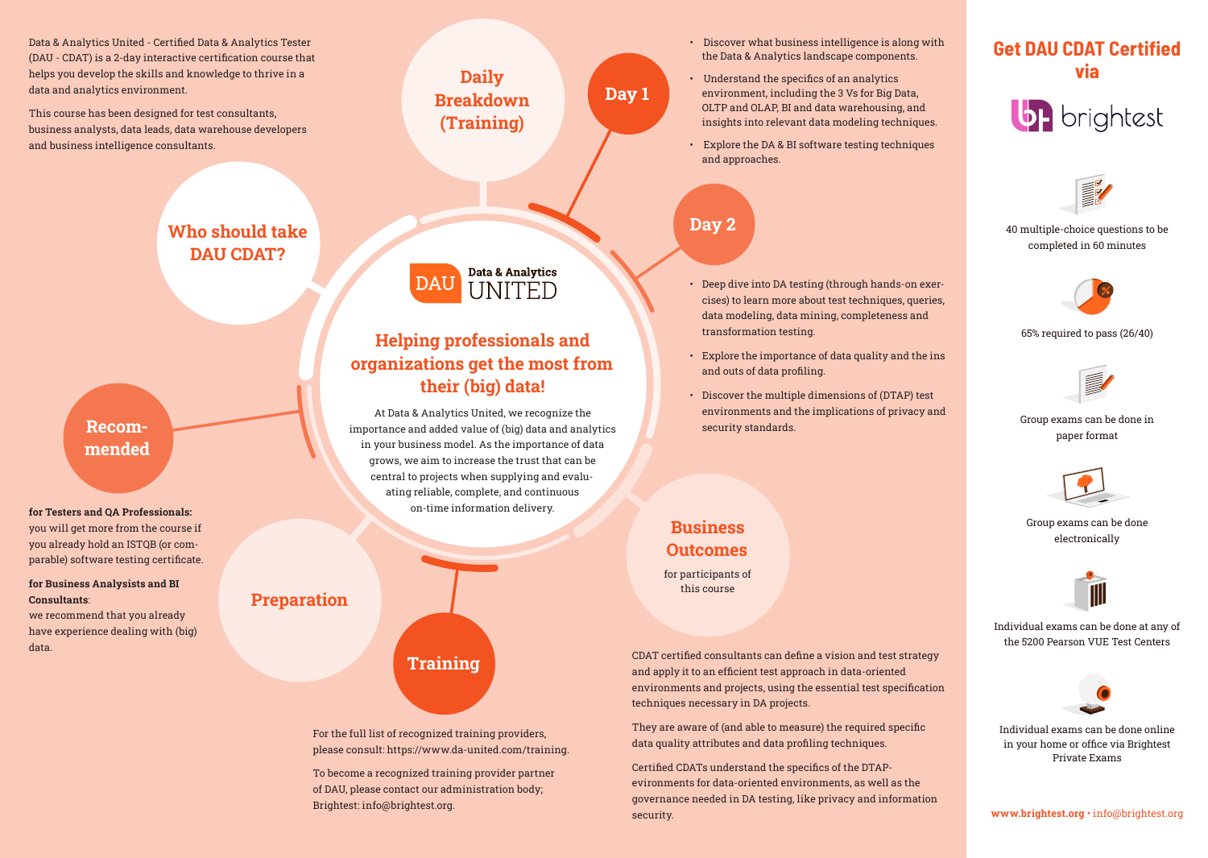Data & Analytics United - Certified Data & Analytics Tester (DAU - CDAT) is a 2-day interactive certification course that helps you develop the skills and knowledge to thrive in a data and analytics environment.

This course has been designed for test consultants, business analysts, data leads, data warehouse developers and business intelligence consultants.

## DAU Data & Analytics UNITED

## Helping professionals and organizations get the most from their (big) data!

At Data & Analytics United, we recognize the importance and added value of (big) data and analytics in your business model. As the importance of data grows, we aim to increase the trust that can be central to projects when supplying and evaluating reliable, complete, and continuous on-time information delivery.

## Daily Breakdown (Training)

### Day 1

- Discover what business intelligence is along with the Data & Analytics landscape components.
- Understand the specifics of an analytics environment, including the 3 Vs for Big Data, OLTP and OLAP, BI and data warehousing, and insights into relevant data modeling techniques.
- Explore the DA & BI software testing techniques and approaches.

### Day 2

- Deep dive into DA testing (through hands-on exercises) to learn more about test techniques, queries, data modeling, data mining, completeness and transformation testing.
- Explore the importance of data quality and the ins and outs of data profiling.
- Discover the multiple dimensions of (DTAP) test environments and the implications of privacy and security standards.

## Who should take DAU CDAT?

### Recommended

**for Testers and QA Professionals:**
you will get more from the course if you already hold an ISTQB (or comparable) software testing certificate.

**for Business Analysists and BI Consultants**:
we recommend that you already have experience dealing with (big) data.

## Preparation

### Training

For the full list of recognized training providers, please consult: https://www.da-united.com/training.

To become a recognized training provider partner of DAU, please contact our administration body; Brightest: info@brightest.org.

## Business Outcomes

for participants of this course

CDAT certified consultants can define a vision and test strategy and apply it to an efficient test approach in data-oriented environments and projects, using the essential test specification techniques necessary in DA projects.

They are aware of (and able to measure) the required specific data quality attributes and data profiling techniques.

Certified CDATs understand the specifics of the DTAP-evironments for data-oriented environments, as well as the governance needed in DA testing, like privacy and information security.

## Get DAU CDAT Certified via brightest

40 multiple-choice questions to be completed in 60 minutes

65% required to pass (26/40)

Group exams can be done in paper format

Group exams can be done electronically

Individual exams can be done at any of the 5200 Pearson VUE Test Centers

Individual exams can be done online in your home or office via Brightest Private Exams

**www.brightest.org** • info@brightest.org